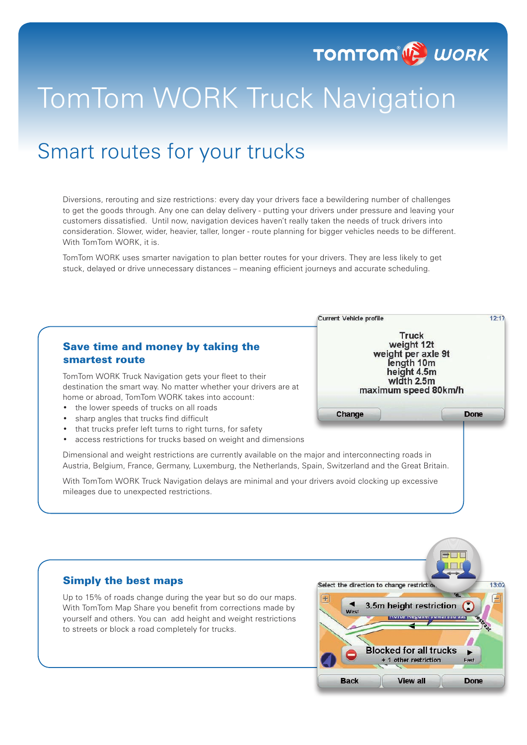# TomTom WORK Truck Navigation

## Smart routes for your trucks

Diversions, rerouting and size restrictions: every day your drivers face a bewildering number of challenges to get the goods through. Any one can delay delivery - putting your drivers under pressure and leaving your customers dissatisfied. Until now, navigation devices haven't really taken the needs of truck drivers into consideration. Slower, wider, heavier, taller, longer - route planning for bigger vehicles needs to be different. With TomTom WORK, it is.

TomTom WORK uses smarter navigation to plan better routes for your drivers. They are less likely to get stuck, delayed or drive unnecessary distances – meaning efficient journeys and accurate scheduling.

### Save time and money by taking the smartest route

TomTom WORK Truck Navigation gets your fleet to their destination the smart way. No matter whether your drivers are at home or abroad, TomTom WORK takes into account:

- the lower speeds of trucks on all roads
- sharp angles that trucks find difficult
- that trucks prefer left turns to right turns, for safety
- access restrictions for trucks based on weight and dimensions

Dimensional and weight restrictions are currently available on the major and interconnecting roads in Austria, Belgium, France, Germany, Luxemburg, the Netherlands, Spain, Switzerland and the Great Britain.

With TomTom WORK Truck Navigation delays are minimal and your drivers avoid clocking up excessive mileages due to unexpected restrictions.

### Simply the best maps

Up to 15% of roads change during the year but so do our maps. With TomTom Map Share you benefit from corrections made by yourself and others. You can add height and weight restrictions to streets or block a road completely for trucks.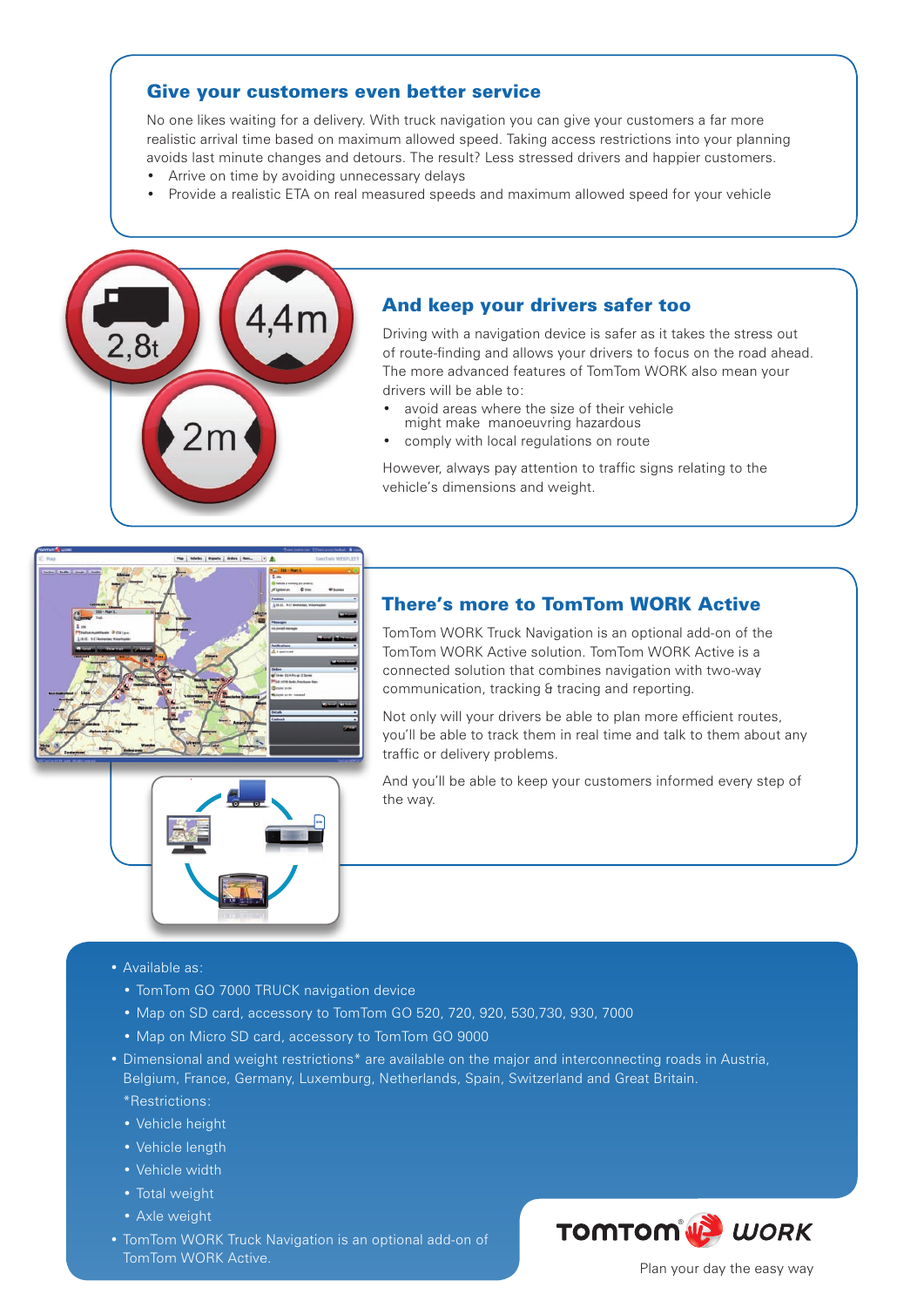## Give your customers even better service

No one likes waiting for a delivery. With truck navigation you can give your customers a far more realistic arrival time based on maximum allowed speed. Taking access restrictions into your planning avoids last minute changes and detours. The result? Less stressed drivers and happier customers.

- Arrive on time by avoiding unnecessary delays
- Provide a realistic ETA on real measured speeds and maximum allowed speed for your vehicle

2,8t

4,4m

2m

## And keep your drivers safer too

Driving with a navigation device is safer as it takes the stress out of route-finding and allows your drivers to focus on the road ahead. The more advanced features of TomTom WORK also mean your drivers will be able to:

- avoid areas where the size of their vehicle might make manoeuvring hazardous
- comply with local regulations on route

However, always pay attention to traffic signs relating to the vehicle's dimensions and weight.

## There's more to TomTom WORK Active

TomTom WORK Truck Navigation is an optional add-on of the TomTom WORK Active solution. TomTom WORK Active is a connected solution that combines navigation with two-way communication, tracking & tracing and reporting.

Not only will your drivers be able to plan more efficient routes, you'll be able to track them in real time and talk to them about any traffic or delivery problems.

And you'll be able to keep your customers informed every step of the way.

- Available as:
  - TomTom GO 7000 TRUCK navigation device
  - Map on SD card, accessory to TomTom GO 520, 720, 920, 530,730, 930, 7000
  - Map on Micro SD card, accessory to TomTom GO 9000
- Dimensional and weight restrictions* are available on the major and interconnecting roads in Austria, Belgium, France, Germany, Luxemburg, Netherlands, Spain, Switzerland and Great Britain.

  *Restrictions:
  - Vehicle height
  - Vehicle length
  - Vehicle width
  - Total weight
  - Axle weight
- TomTom WORK Truck Navigation is an optional add-on of TomTom WORK Active.

TOMTOM WORK

Plan your day the easy way